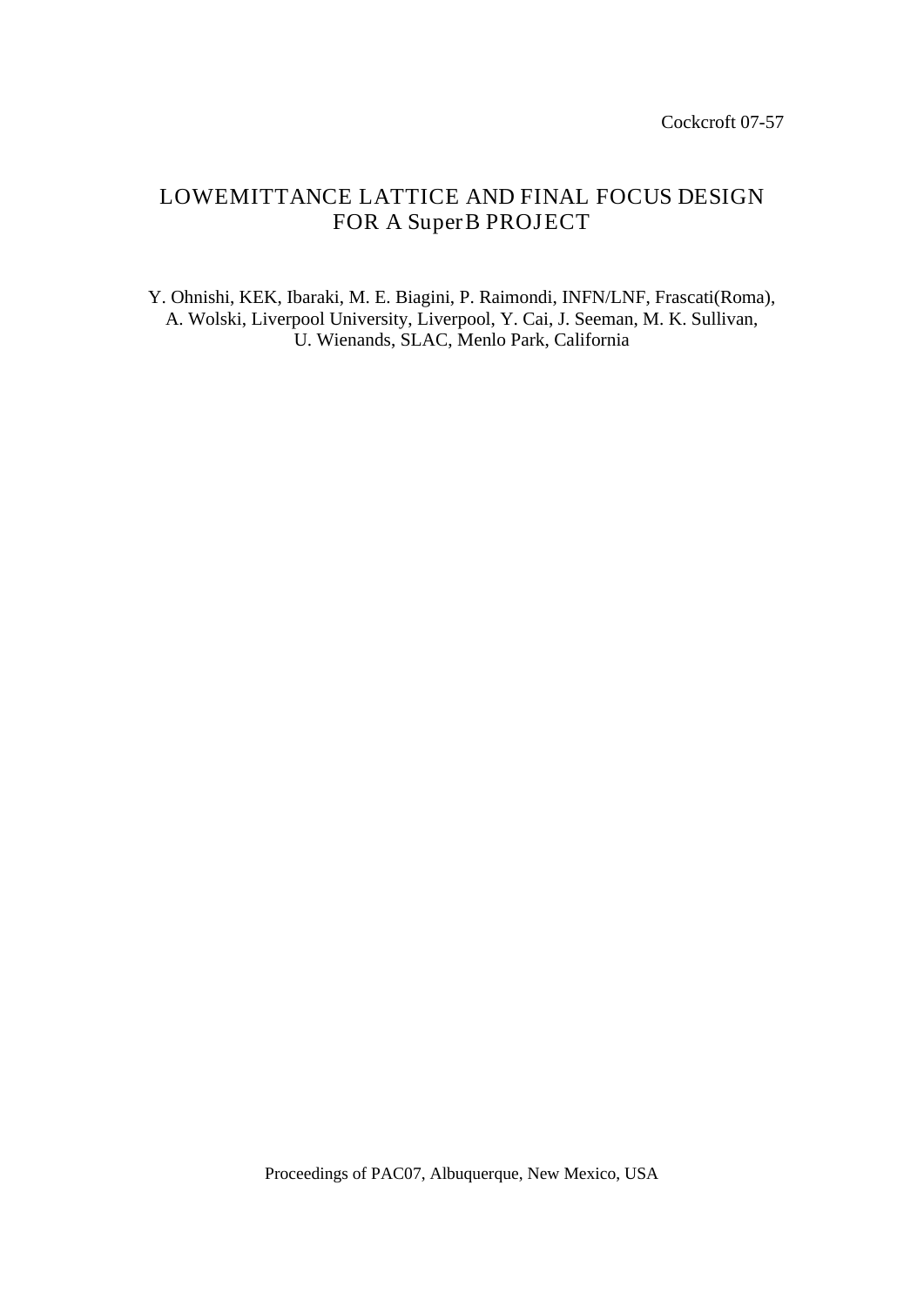Cockcroft 07-57

# LOWEMITTANCE LATTICE AND FINAL FOCUS DESIGN FOR A SuperB PROJECT

Y. Ohnishi, KEK, Ibaraki, M. E. Biagini, P. Raimondi, INFN/LNF, Frascati(Roma), A. Wolski, Liverpool University, Liverpool, Y. Cai, J. Seeman, M. K. Sullivan, U. Wienands, SLAC, Menlo Park, California

Proceedings of PAC07, Albuquerque, New Mexico, USA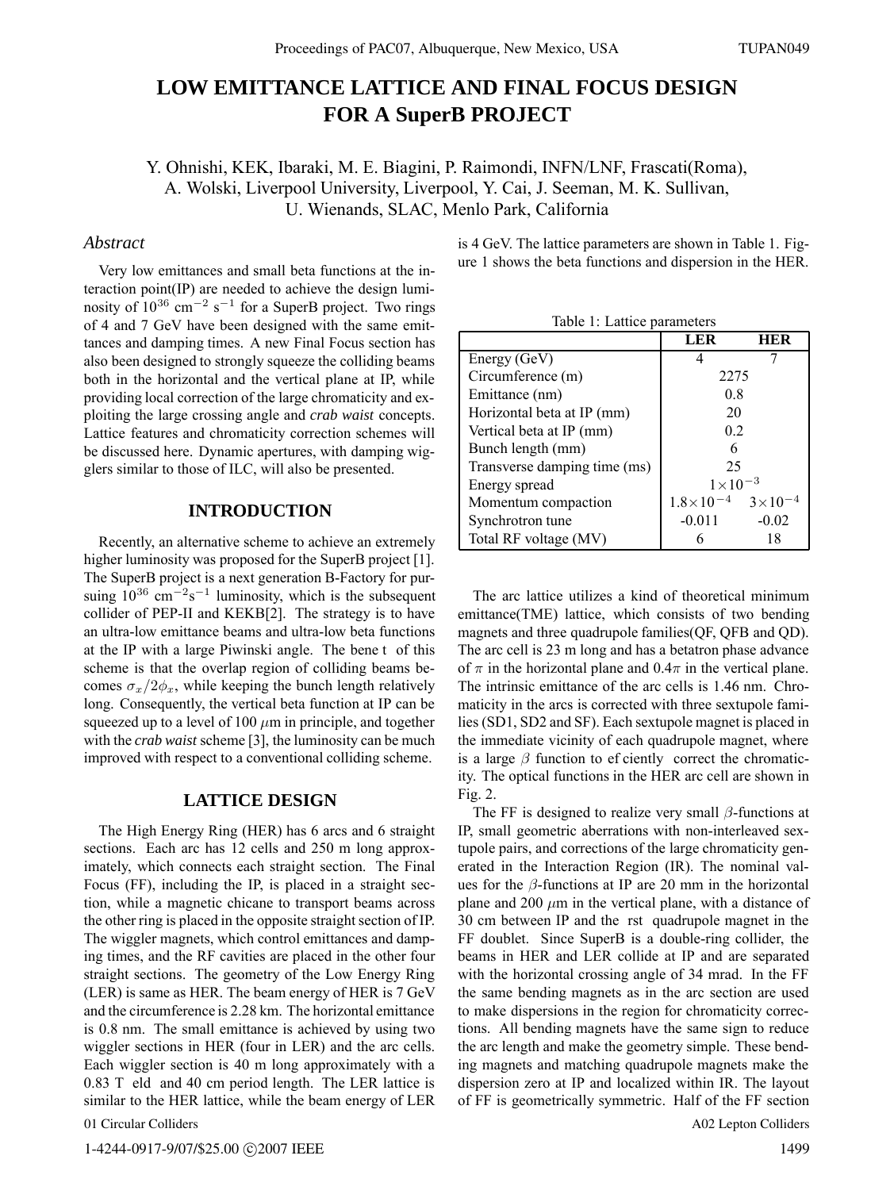# LOW EMITTANCE LATTICE AND FINAL FOCUS DESIGN FOR A SuperB PROJECT

Y. Ohnishi, KEK, Ibaraki, M. E. Biagini, P. Raimondi, INFN/LNF, Frascati(Roma), A. Wolski, Liverpool University, Liverpool, Y. Cai, J. Seeman, M. K. Sullivan, U. Wienands, SLAC, Menlo Park, California

### *Abstract*

Very low emittances and small beta functions at the interaction point(IP) are needed to achieve the design luminosity of $10^{36}$ cm$^{-2}$ s$^{-1}$ for a SuperB project. Two rings of 4 and 7 GeV have been designed with the same emittances and damping times. A new Final Focus section has also been designed to strongly squeeze the colliding beams both in the horizontal and the vertical plane at IP, while providing local correction of the large chromaticity and exploiting the large crossing angle and *crab waist* concepts. Lattice features and chromaticity correction schemes will be discussed here. Dynamic apertures, with damping wigglers similar to those of ILC, will also be presented.

## INTRODUCTION

Recently, an alternative scheme to achieve an extremely higher luminosity was proposed for the SuperB project [1]. The SuperB project is a next generation B-Factory for pursuing $10^{36}$ cm$^{-2}$s$^{-1}$ luminosity, which is the subsequent collider of PEP-II and KEKB[2]. The strategy is to have an ultra-low emittance beams and ultra-low beta functions at the IP with a large Piwinski angle. The bene t of this scheme is that the overlap region of colliding beams becomes $\sigma_x/2\phi_x$, while keeping the bunch length relatively long. Consequently, the vertical beta function at IP can be squeezed up to a level of 100 $\mu$m in principle, and together with the *crab waist* scheme [3], the luminosity can be much improved with respect to a conventional colliding scheme.

## LATTICE DESIGN

The High Energy Ring (HER) has 6 arcs and 6 straight sections. Each arc has 12 cells and 250 m long approximately, which connects each straight section. The Final Focus (FF), including the IP, is placed in a straight section, while a magnetic chicane to transport beams across the other ring is placed in the opposite straight section of IP. The wiggler magnets, which control emittances and damping times, and the RF cavities are placed in the other four straight sections. The geometry of the Low Energy Ring (LER) is same as HER. The beam energy of HER is 7 GeV and the circumference is 2.28 km. The horizontal emittance is 0.8 nm. The small emittance is achieved by using two wiggler sections in HER (four in LER) and the arc cells. Each wiggler section is 40 m long approximately with a 0.83 T eld and 40 cm period length. The LER lattice is similar to the HER lattice, while the beam energy of LER is 4 GeV. The lattice parameters are shown in Table 1. Figure 1 shows the beta functions and dispersion in the HER.

Table 1: Lattice parameters

| | LER | HER |
|---|---|---|
| Energy (GeV) | 4 | 7 |
| Circumference (m) | 2275 | |
| Emittance (nm) | 0.8 | |
| Horizontal beta at IP (mm) | 20 | |
| Vertical beta at IP (mm) | 0.2 | |
| Bunch length (mm) | 6 | |
| Transverse damping time (ms) | 25 | |
| Energy spread | $1\times10^{-3}$ | |
| Momentum compaction | $1.8\times10^{-4}$ | $3\times10^{-4}$ |
| Synchrotron tune | -0.011 | -0.02 |
| Total RF voltage (MV) | 6 | 18 |

The arc lattice utilizes a kind of theoretical minimum emittance(TME) lattice, which consists of two bending magnets and three quadrupole families(QF, QFB and QD). The arc cell is 23 m long and has a betatron phase advance of $\pi$ in the horizontal plane and $0.4\pi$ in the vertical plane. The intrinsic emittance of the arc cells is 1.46 nm. Chromaticity in the arcs is corrected with three sextupole families (SD1, SD2 and SF). Each sextupole magnet is placed in the immediate vicinity of each quadrupole magnet, where is a large $\beta$ function to ef ciently correct the chromaticity. The optical functions in the HER arc cell are shown in Fig. 2.

The FF is designed to realize very small $\beta$-functions at IP, small geometric aberrations with non-interleaved sextupole pairs, and corrections of the large chromaticity generated in the Interaction Region (IR). The nominal values for the $\beta$-functions at IP are 20 mm in the horizontal plane and 200 $\mu$m in the vertical plane, with a distance of 30 cm between IP and the rst quadrupole magnet in the FF doublet. Since SuperB is a double-ring collider, the beams in HER and LER collide at IP and are separated with the horizontal crossing angle of 34 mrad. In the FF the same bending magnets as in the arc section are used to make dispersions in the region for chromaticity corrections. All bending magnets have the same sign to reduce the arc length and make the geometry simple. These bending magnets and matching quadrupole magnets make the dispersion zero at IP and localized within IR. The layout of FF is geometrically symmetric. Half of the FF section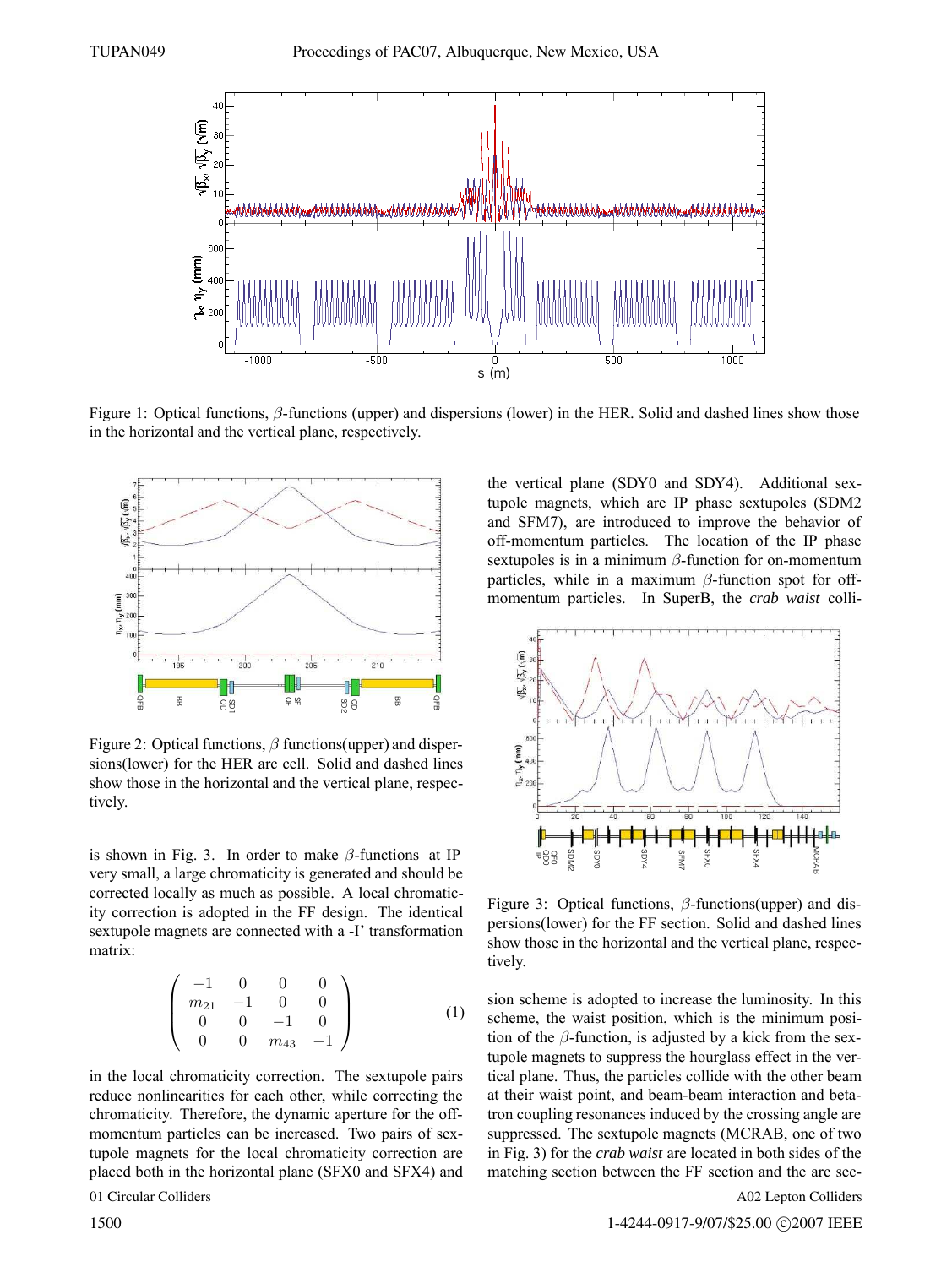Figure 1: Optical functions, $\beta$-functions (upper) and dispersions (lower) in the HER. Solid and dashed lines show those in the horizontal and the vertical plane, respectively.

Figure 2: Optical functions, $\beta$ functions(upper) and dispersions(lower) for the HER arc cell. Solid and dashed lines show those in the horizontal and the vertical plane, respectively.

is shown in Fig. 3. In order to make $\beta$-functions at IP very small, a large chromaticity is generated and should be corrected locally as much as possible. A local chromaticity correction is adopted in the FF design. The identical sextupole magnets are connected with a -I' transformation matrix:

$$
\begin{pmatrix}
-1 & 0 & 0 & 0 \\
m_{21} & -1 & 0 & 0 \\
0 & 0 & -1 & 0 \\
0 & 0 & m_{43} & -1
\end{pmatrix}
\tag{1}
$$

in the local chromaticity correction. The sextupole pairs reduce nonlinearities for each other, while correcting the chromaticity. Therefore, the dynamic aperture for the off-momentum particles can be increased. Two pairs of sextupole magnets for the local chromaticity correction are placed both in the horizontal plane (SFX0 and SFX4) and the vertical plane (SDY0 and SDY4). Additional sextupole magnets, which are IP phase sextupoles (SDM2 and SFM7), are introduced to improve the behavior of off-momentum particles. The location of the IP phase sextupoles is in a minimum $\beta$-function for on-momentum particles, while in a maximum $\beta$-function spot for off-momentum particles. In SuperB, the *crab waist* collision scheme is adopted to increase the luminosity. In this scheme, the waist position, which is the minimum position of the $\beta$-function, is adjusted by a kick from the sextupole magnets to suppress the hourglass effect in the vertical plane. Thus, the particles collide with the other beam at their waist point, and beam-beam interaction and betatron coupling resonances induced by the crossing angle are suppressed. The sextupole magnets (MCRAB, one of two in Fig. 3) for the *crab waist* are located in both sides of the matching section between the FF section and the arc sec-

Figure 3: Optical functions, $\beta$-functions(upper) and dispersions(lower) for the FF section. Solid and dashed lines show those in the horizontal and the vertical plane, respectively.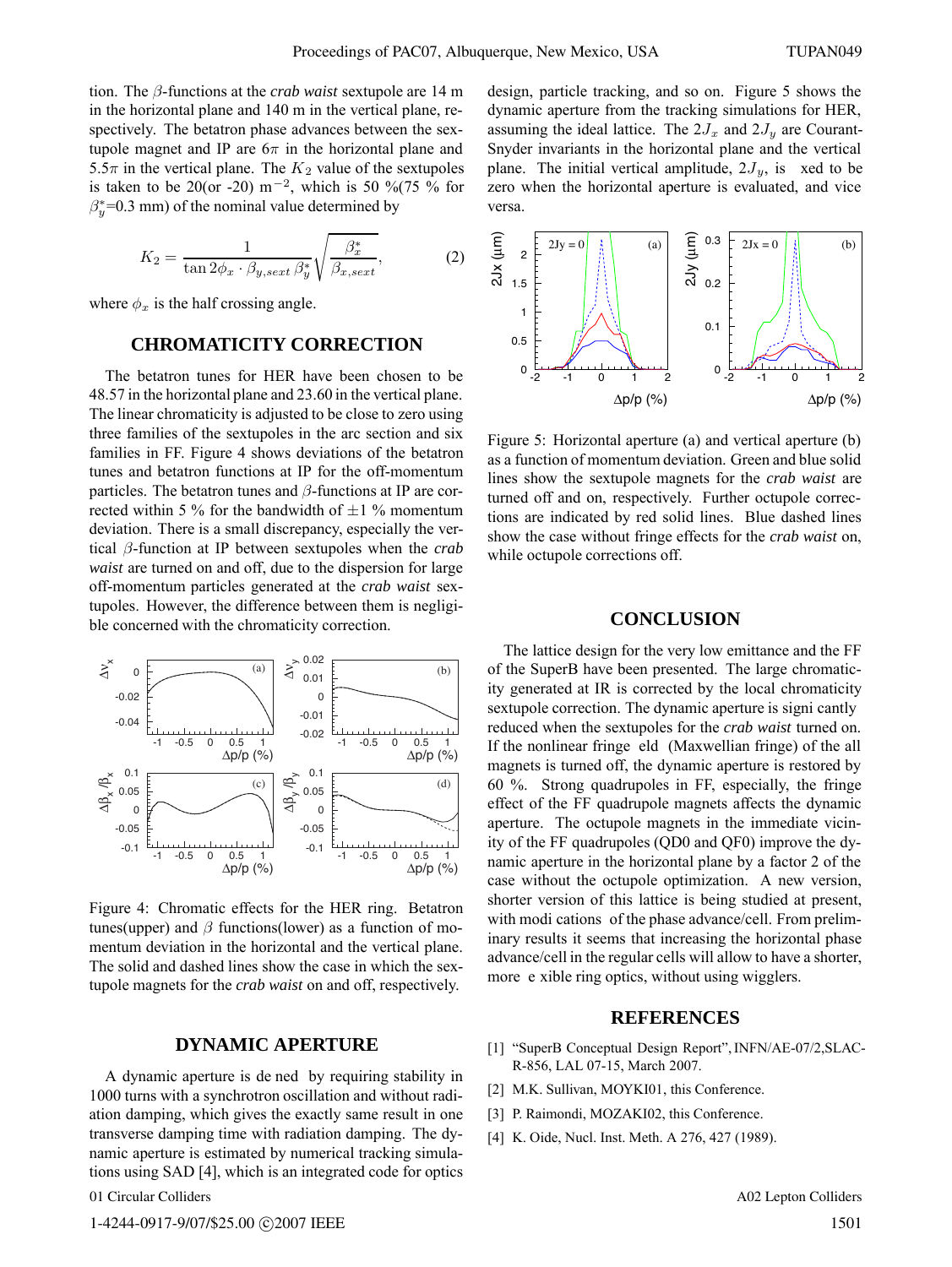tion. The $\beta$-functions at the *crab waist* sextupole are 14 m in the horizontal plane and 140 m in the vertical plane, respectively. The betatron phase advances between the sextupole magnet and IP are $6\pi$ in the horizontal plane and $5.5\pi$ in the vertical plane. The $K_2$ value of the sextupoles is taken to be 20(or -20) m$^{-2}$, which is 50 %(75 % for $\beta_y^*$=0.3 mm) of the nominal value determined by

$$K_2 = \frac{1}{\tan 2\phi_x \cdot \beta_{y,sext}\,\beta_y^*}\sqrt{\frac{\beta_x^*}{\beta_{x,sext}}}, \tag{2}$$

where $\phi_x$ is the half crossing angle.

## CHROMATICITY CORRECTION

The betatron tunes for HER have been chosen to be 48.57 in the horizontal plane and 23.60 in the vertical plane. The linear chromaticity is adjusted to be close to zero using three families of the sextupoles in the arc section and six families in FF. Figure 4 shows deviations of the betatron tunes and betatron functions at IP for the off-momentum particles. The betatron tunes and $\beta$-functions at IP are corrected within 5 % for the bandwidth of $\pm 1$ % momentum deviation. There is a small discrepancy, especially the vertical $\beta$-function at IP between sextupoles when the *crab waist* are turned on and off, due to the dispersion for large off-momentum particles generated at the *crab waist* sextupoles. However, the difference between them is negligible concerned with the chromaticity correction.

(a) $\Delta\nu_x$ 0 -0.02 -0.04 -1 -0.5 0 0.5 1 $\Delta$p/p (%)
(b) $\Delta\nu_y$ 0.02 0.01 0 -0.01 -0.02 -1 -0.5 0 0.5 1 $\Delta$p/p (%)
(c) $\Delta\beta_x/\beta_x$ 0.1 0.05 0 -0.05 -0.1 -1 -0.5 0 0.5 1 $\Delta$p/p (%)
(d) $\Delta\beta_y/\beta_y$ 0.1 0.05 0 -0.05 -0.1 -1 -0.5 0 0.5 1 $\Delta$p/p (%)

Figure 4: Chromatic effects for the HER ring. Betatron tunes(upper) and $\beta$ functions(lower) as a function of momentum deviation in the horizontal and the vertical plane. The solid and dashed lines show the case in which the sextupole magnets for the *crab waist* on and off, respectively.

## DYNAMIC APERTURE

A dynamic aperture is defined by requiring stability in 1000 turns with a synchrotron oscillation and without radiation damping, which gives the exactly same result in one transverse damping time with radiation damping. The dynamic aperture is estimated by numerical tracking simulations using SAD [4], which is an integrated code for optics design, particle tracking, and so on. Figure 5 shows the dynamic aperture from the tracking simulations for HER, assuming the ideal lattice. The $2J_x$ and $2J_y$ are Courant-Snyder invariants in the horizontal plane and the vertical plane. The initial vertical amplitude, $2J_y$, is fixed to be zero when the horizontal aperture is evaluated, and vice versa.

(a) 2Jy = 0 2Jx (μm) 2 1.5 1 0.5 0 -2 -1 0 1 2 $\Delta$p/p (%)
(b) 2Jx = 0 2Jy (μm) 0.3 0.2 0.1 0 -2 -1 0 1 2 $\Delta$p/p (%)

Figure 5: Horizontal aperture (a) and vertical aperture (b) as a function of momentum deviation. Green and blue solid lines show the sextupole magnets for the *crab waist* are turned off and on, respectively. Further octupole corrections are indicated by red solid lines. Blue dashed lines show the case without fringe effects for the *crab waist* on, while octupole corrections off.

## CONCLUSION

The lattice design for the very low emittance and the FF of the SuperB have been presented. The large chromaticity generated at IR is corrected by the local chromaticity sextupole correction. The dynamic aperture is significantly reduced when the sextupoles for the *crab waist* turned on. If the nonlinear fringe field (Maxwellian fringe) of the all magnets is turned off, the dynamic aperture is restored by 60 %. Strong quadrupoles in FF, especially, the fringe effect of the FF quadrupole magnets affects the dynamic aperture. The octupole magnets in the immediate vicinity of the FF quadrupoles (QD0 and QF0) improve the dynamic aperture in the horizontal plane by a factor 2 of the case without the octupole optimization. A new version, shorter version of this lattice is being studied at present, with modifications of the phase advance/cell. From preliminary results it seems that increasing the horizontal phase advance/cell in the regular cells will allow to have a shorter, more flexible ring optics, without using wigglers.

## REFERENCES

- [1] "SuperB Conceptual Design Report", INFN/AE-07/2,SLAC-R-856, LAL 07-15, March 2007.
- [2] M.K. Sullivan, MOYKI01, this Conference.
- [3] P. Raimondi, MOZAKI02, this Conference.
- [4] K. Oide, Nucl. Inst. Meth. A 276, 427 (1989).